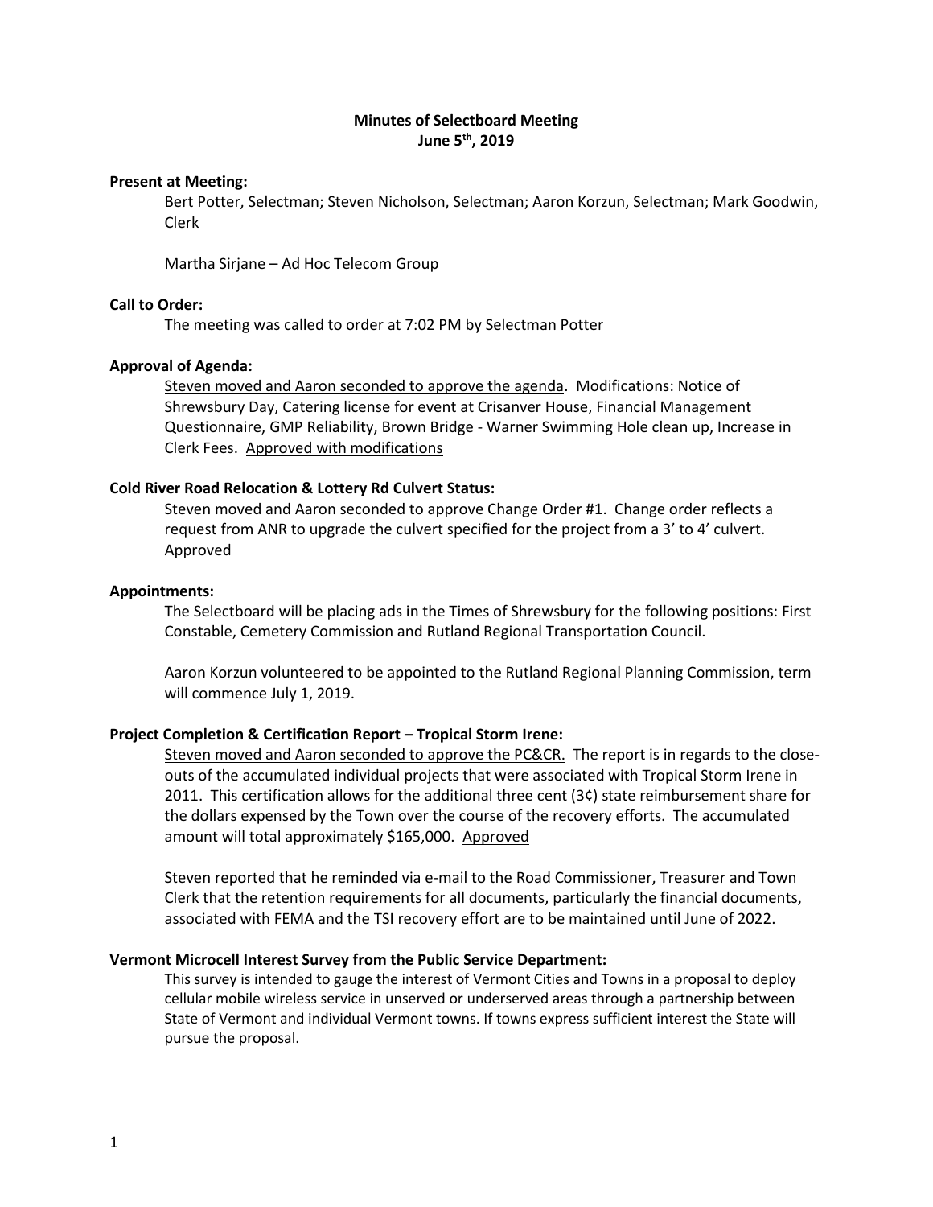# Minutes of Selectboard Meeting
## June 5th, 2019

**Present at Meeting:**

Bert Potter, Selectman; Steven Nicholson, Selectman; Aaron Korzun, Selectman; Mark Goodwin, Clerk

Martha Sirjane – Ad Hoc Telecom Group

**Call to Order:**

The meeting was called to order at 7:02 PM by Selectman Potter

**Approval of Agenda:**

Steven moved and Aaron seconded to approve the agenda. Modifications: Notice of Shrewsbury Day, Catering license for event at Crisanver House, Financial Management Questionnaire, GMP Reliability, Brown Bridge - Warner Swimming Hole clean up, Increase in Clerk Fees. Approved with modifications

**Cold River Road Relocation & Lottery Rd Culvert Status:**

Steven moved and Aaron seconded to approve Change Order #1. Change order reflects a request from ANR to upgrade the culvert specified for the project from a 3' to 4' culvert. Approved

**Appointments:**

The Selectboard will be placing ads in the Times of Shrewsbury for the following positions: First Constable, Cemetery Commission and Rutland Regional Transportation Council.

Aaron Korzun volunteered to be appointed to the Rutland Regional Planning Commission, term will commence July 1, 2019.

**Project Completion & Certification Report – Tropical Storm Irene:**

Steven moved and Aaron seconded to approve the PC&CR. The report is in regards to the close-outs of the accumulated individual projects that were associated with Tropical Storm Irene in 2011. This certification allows for the additional three cent (3¢) state reimbursement share for the dollars expensed by the Town over the course of the recovery efforts. The accumulated amount will total approximately $165,000. Approved

Steven reported that he reminded via e-mail to the Road Commissioner, Treasurer and Town Clerk that the retention requirements for all documents, particularly the financial documents, associated with FEMA and the TSI recovery effort are to be maintained until June of 2022.

**Vermont Microcell Interest Survey from the Public Service Department:**

This survey is intended to gauge the interest of Vermont Cities and Towns in a proposal to deploy cellular mobile wireless service in unserved or underserved areas through a partnership between State of Vermont and individual Vermont towns. If towns express sufficient interest the State will pursue the proposal.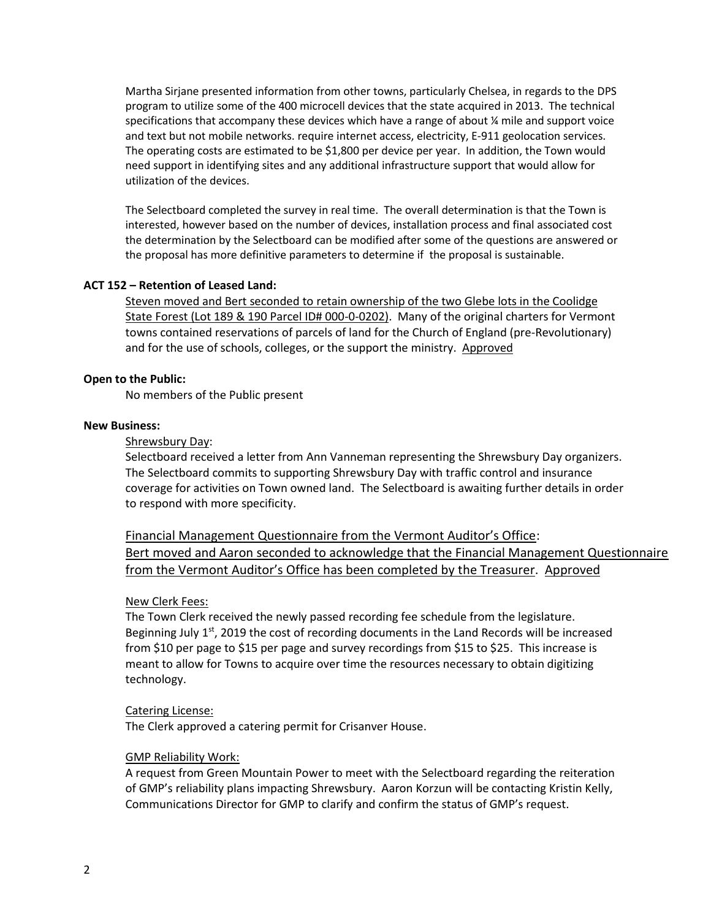Martha Sirjane presented information from other towns, particularly Chelsea, in regards to the DPS program to utilize some of the 400 microcell devices that the state acquired in 2013. The technical specifications that accompany these devices which have a range of about ¼ mile and support voice and text but not mobile networks. require internet access, electricity, E-911 geolocation services. The operating costs are estimated to be $1,800 per device per year. In addition, the Town would need support in identifying sites and any additional infrastructure support that would allow for utilization of the devices.

The Selectboard completed the survey in real time. The overall determination is that the Town is interested, however based on the number of devices, installation process and final associated cost the determination by the Selectboard can be modified after some of the questions are answered or the proposal has more definitive parameters to determine if the proposal is sustainable.

**ACT 152 – Retention of Leased Land:**

Steven moved and Bert seconded to retain ownership of the two Glebe lots in the Coolidge State Forest (Lot 189 & 190 Parcel ID# 000-0-0202). Many of the original charters for Vermont towns contained reservations of parcels of land for the Church of England (pre-Revolutionary) and for the use of schools, colleges, or the support the ministry. Approved

**Open to the Public:**

No members of the Public present

**New Business:**

Shrewsbury Day:

Selectboard received a letter from Ann Vanneman representing the Shrewsbury Day organizers. The Selectboard commits to supporting Shrewsbury Day with traffic control and insurance coverage for activities on Town owned land. The Selectboard is awaiting further details in order to respond with more specificity.

Financial Management Questionnaire from the Vermont Auditor's Office:

Bert moved and Aaron seconded to acknowledge that the Financial Management Questionnaire from the Vermont Auditor's Office has been completed by the Treasurer. Approved

New Clerk Fees:

The Town Clerk received the newly passed recording fee schedule from the legislature. Beginning July 1st, 2019 the cost of recording documents in the Land Records will be increased from $10 per page to $15 per page and survey recordings from $15 to $25. This increase is meant to allow for Towns to acquire over time the resources necessary to obtain digitizing technology.

Catering License:

The Clerk approved a catering permit for Crisanver House.

GMP Reliability Work:

A request from Green Mountain Power to meet with the Selectboard regarding the reiteration of GMP's reliability plans impacting Shrewsbury. Aaron Korzun will be contacting Kristin Kelly, Communications Director for GMP to clarify and confirm the status of GMP's request.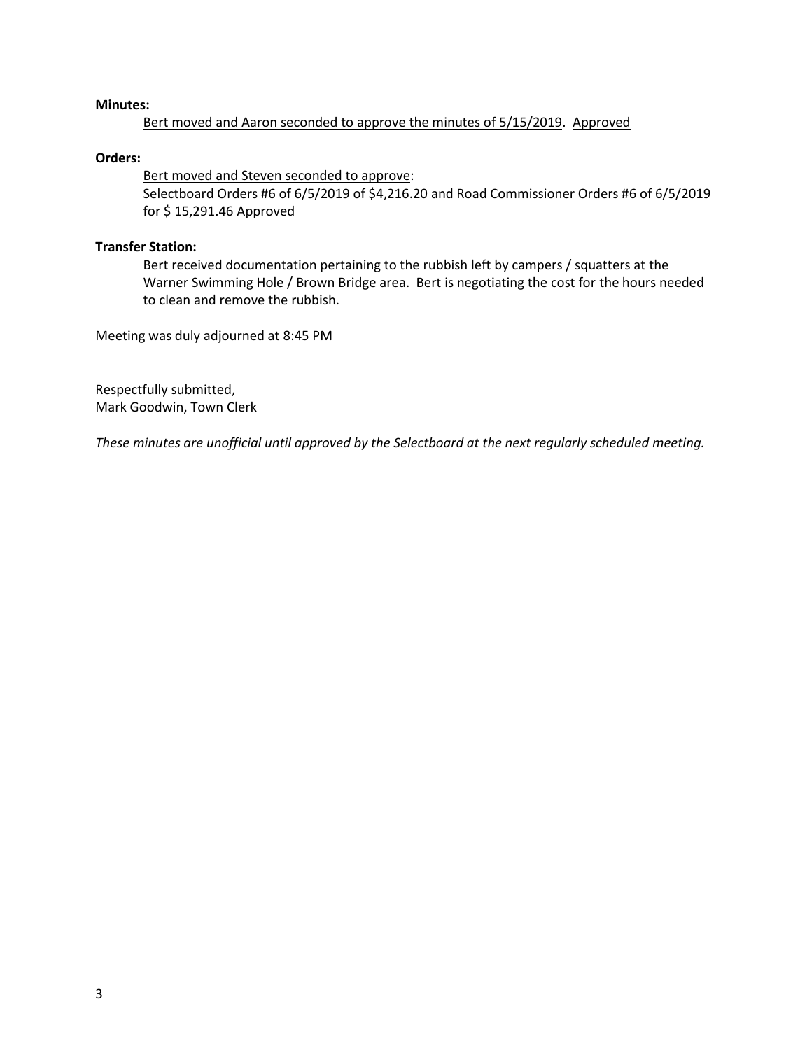**Minutes:**

Bert moved and Aaron seconded to approve the minutes of 5/15/2019. Approved

**Orders:**

Bert moved and Steven seconded to approve:
Selectboard Orders #6 of 6/5/2019 of $4,216.20 and Road Commissioner Orders #6 of 6/5/2019 for $ 15,291.46 Approved

**Transfer Station:**

Bert received documentation pertaining to the rubbish left by campers / squatters at the Warner Swimming Hole / Brown Bridge area. Bert is negotiating the cost for the hours needed to clean and remove the rubbish.

Meeting was duly adjourned at 8:45 PM

Respectfully submitted,
Mark Goodwin, Town Clerk

*These minutes are unofficial until approved by the Selectboard at the next regularly scheduled meeting.*